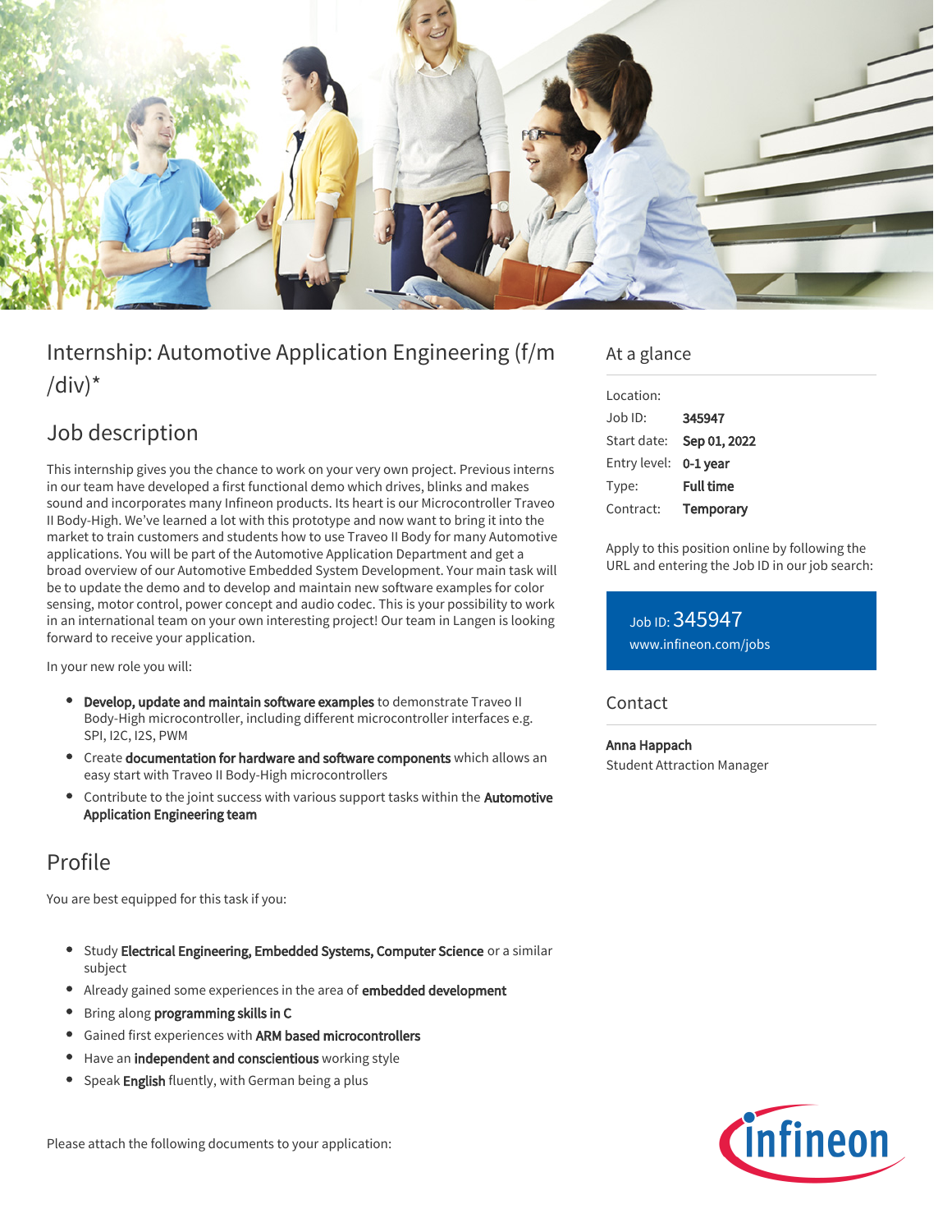# Internship: Automotive Application Engineering (f/m /div)*

## Job description

This internship gives you the chance to work on your very own project. Previous interns in our team have developed a first functional demo which drives, blinks and makes sound and incorporates many Infineon products. Its heart is our Microcontroller Traveo II Body-High. We've learned a lot with this prototype and now want to bring it into the market to train customers and students how to use Traveo II Body for many Automotive applications. You will be part of the Automotive Application Department and get a broad overview of our Automotive Embedded System Development. Your main task will be to update the demo and to develop and maintain new software examples for color sensing, motor control, power concept and audio codec. This is your possibility to work in an international team on your own interesting project! Our team in Langen is looking forward to receive your application.

In your new role you will:

- **Develop, update and maintain software examples** to demonstrate Traveo II Body-High microcontroller, including different microcontroller interfaces e.g. SPI, I2C, I2S, PWM
- Create **documentation for hardware and software components** which allows an easy start with Traveo II Body-High microcontrollers
- Contribute to the joint success with various support tasks within the **Automotive Application Engineering team**

## Profile

You are best equipped for this task if you:

- Study **Electrical Engineering, Embedded Systems, Computer Science** or a similar subject
- Already gained some experiences in the area of **embedded development**
- Bring along **programming skills in C**
- Gained first experiences with **ARM based microcontrollers**
- Have an **independent and conscientious** working style
- Speak **English** fluently, with German being a plus

Please attach the following documents to your application:

## At a glance

| | |
|---|---|
| Location: | |
| Job ID: | **345947** |
| Start date: | **Sep 01, 2022** |
| Entry level: | **0-1 year** |
| Type: | **Full time** |
| Contract: | **Temporary** |

Apply to this position online by following the URL and entering the Job ID in our job search:

Job ID: 345947
www.infineon.com/jobs

## Contact

**Anna Happach**
Student Attraction Manager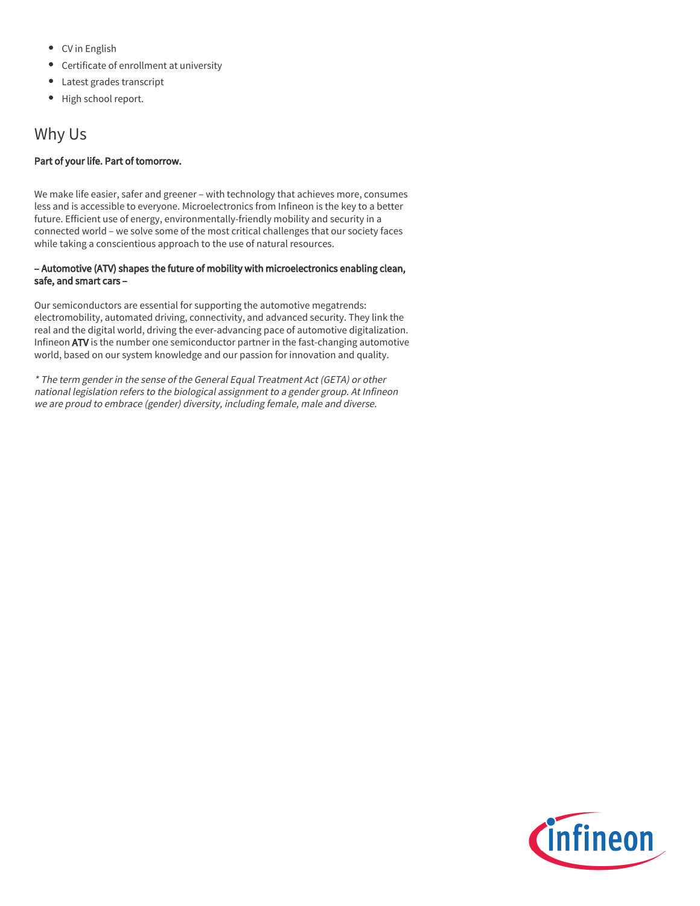- CV in English
- Certificate of enrollment at university
- Latest grades transcript
- High school report.

## Why Us

**Part of your life. Part of tomorrow.**

We make life easier, safer and greener – with technology that achieves more, consumes less and is accessible to everyone. Microelectronics from Infineon is the key to a better future. Efficient use of energy, environmentally-friendly mobility and security in a connected world – we solve some of the most critical challenges that our society faces while taking a conscientious approach to the use of natural resources.

**– Automotive (ATV) shapes the future of mobility with microelectronics enabling clean, safe, and smart cars –**

Our semiconductors are essential for supporting the automotive megatrends: electromobility, automated driving, connectivity, and advanced security. They link the real and the digital world, driving the ever-advancing pace of automotive digitalization. Infineon **ATV** is the number one semiconductor partner in the fast-changing automotive world, based on our system knowledge and our passion for innovation and quality.

*\* The term gender in the sense of the General Equal Treatment Act (GETA) or other national legislation refers to the biological assignment to a gender group. At Infineon we are proud to embrace (gender) diversity, including female, male and diverse.*